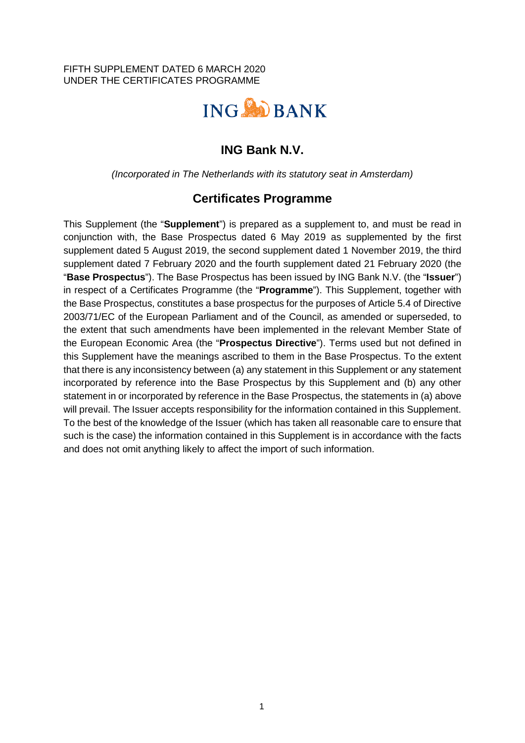FIFTH SUPPLEMENT DATED 6 MARCH 2020
UNDER THE CERTIFICATES PROGRAMME

ING BANK

# ING Bank N.V.

*(Incorporated in The Netherlands with its statutory seat in Amsterdam)*

## Certificates Programme

This Supplement (the "**Supplement**") is prepared as a supplement to, and must be read in conjunction with, the Base Prospectus dated 6 May 2019 as supplemented by the first supplement dated 5 August 2019, the second supplement dated 1 November 2019, the third supplement dated 7 February 2020 and the fourth supplement dated 21 February 2020 (the "**Base Prospectus**"). The Base Prospectus has been issued by ING Bank N.V. (the "**Issuer**") in respect of a Certificates Programme (the "**Programme**"). This Supplement, together with the Base Prospectus, constitutes a base prospectus for the purposes of Article 5.4 of Directive 2003/71/EC of the European Parliament and of the Council, as amended or superseded, to the extent that such amendments have been implemented in the relevant Member State of the European Economic Area (the "**Prospectus Directive**"). Terms used but not defined in this Supplement have the meanings ascribed to them in the Base Prospectus. To the extent that there is any inconsistency between (a) any statement in this Supplement or any statement incorporated by reference into the Base Prospectus by this Supplement and (b) any other statement in or incorporated by reference in the Base Prospectus, the statements in (a) above will prevail. The Issuer accepts responsibility for the information contained in this Supplement. To the best of the knowledge of the Issuer (which has taken all reasonable care to ensure that such is the case) the information contained in this Supplement is in accordance with the facts and does not omit anything likely to affect the import of such information.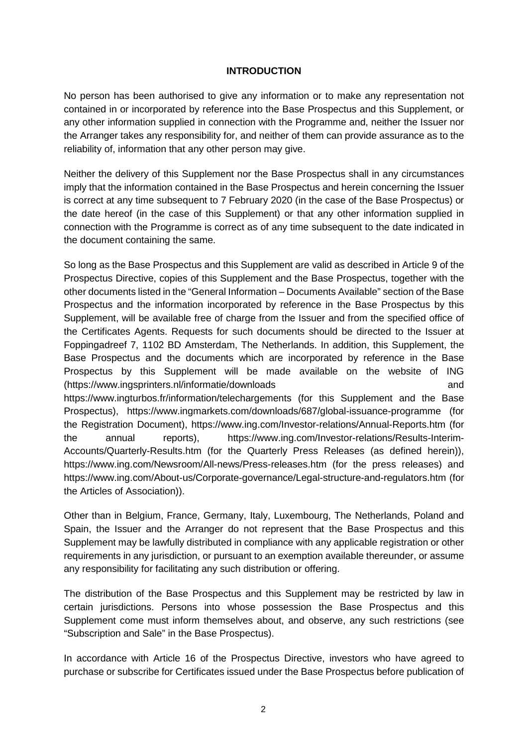## INTRODUCTION

No person has been authorised to give any information or to make any representation not contained in or incorporated by reference into the Base Prospectus and this Supplement, or any other information supplied in connection with the Programme and, neither the Issuer nor the Arranger takes any responsibility for, and neither of them can provide assurance as to the reliability of, information that any other person may give.

Neither the delivery of this Supplement nor the Base Prospectus shall in any circumstances imply that the information contained in the Base Prospectus and herein concerning the Issuer is correct at any time subsequent to 7 February 2020 (in the case of the Base Prospectus) or the date hereof (in the case of this Supplement) or that any other information supplied in connection with the Programme is correct as of any time subsequent to the date indicated in the document containing the same.

So long as the Base Prospectus and this Supplement are valid as described in Article 9 of the Prospectus Directive, copies of this Supplement and the Base Prospectus, together with the other documents listed in the "General Information – Documents Available" section of the Base Prospectus and the information incorporated by reference in the Base Prospectus by this Supplement, will be available free of charge from the Issuer and from the specified office of the Certificates Agents. Requests for such documents should be directed to the Issuer at Foppingadreef 7, 1102 BD Amsterdam, The Netherlands. In addition, this Supplement, the Base Prospectus and the documents which are incorporated by reference in the Base Prospectus by this Supplement will be made available on the website of ING (https://www.ingsprinters.nl/informatie/downloads and https://www.ingturbos.fr/information/telechargements (for this Supplement and the Base Prospectus), https://www.ingmarkets.com/downloads/687/global-issuance-programme (for the Registration Document), https://www.ing.com/Investor-relations/Annual-Reports.htm (for the annual reports), https://www.ing.com/Investor-relations/Results-Interim-Accounts/Quarterly-Results.htm (for the Quarterly Press Releases (as defined herein)), https://www.ing.com/Newsroom/All-news/Press-releases.htm (for the press releases) and https://www.ing.com/About-us/Corporate-governance/Legal-structure-and-regulators.htm (for the Articles of Association)).

Other than in Belgium, France, Germany, Italy, Luxembourg, The Netherlands, Poland and Spain, the Issuer and the Arranger do not represent that the Base Prospectus and this Supplement may be lawfully distributed in compliance with any applicable registration or other requirements in any jurisdiction, or pursuant to an exemption available thereunder, or assume any responsibility for facilitating any such distribution or offering.

The distribution of the Base Prospectus and this Supplement may be restricted by law in certain jurisdictions. Persons into whose possession the Base Prospectus and this Supplement come must inform themselves about, and observe, any such restrictions (see "Subscription and Sale" in the Base Prospectus).

In accordance with Article 16 of the Prospectus Directive, investors who have agreed to purchase or subscribe for Certificates issued under the Base Prospectus before publication of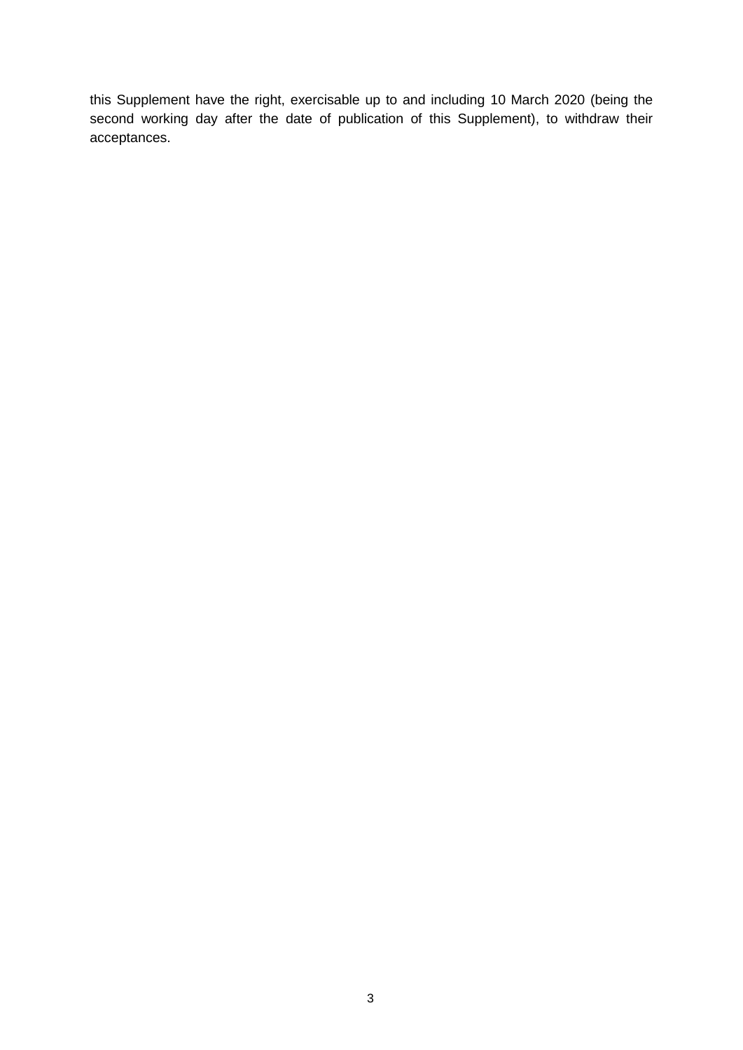this Supplement have the right, exercisable up to and including 10 March 2020 (being the second working day after the date of publication of this Supplement), to withdraw their acceptances.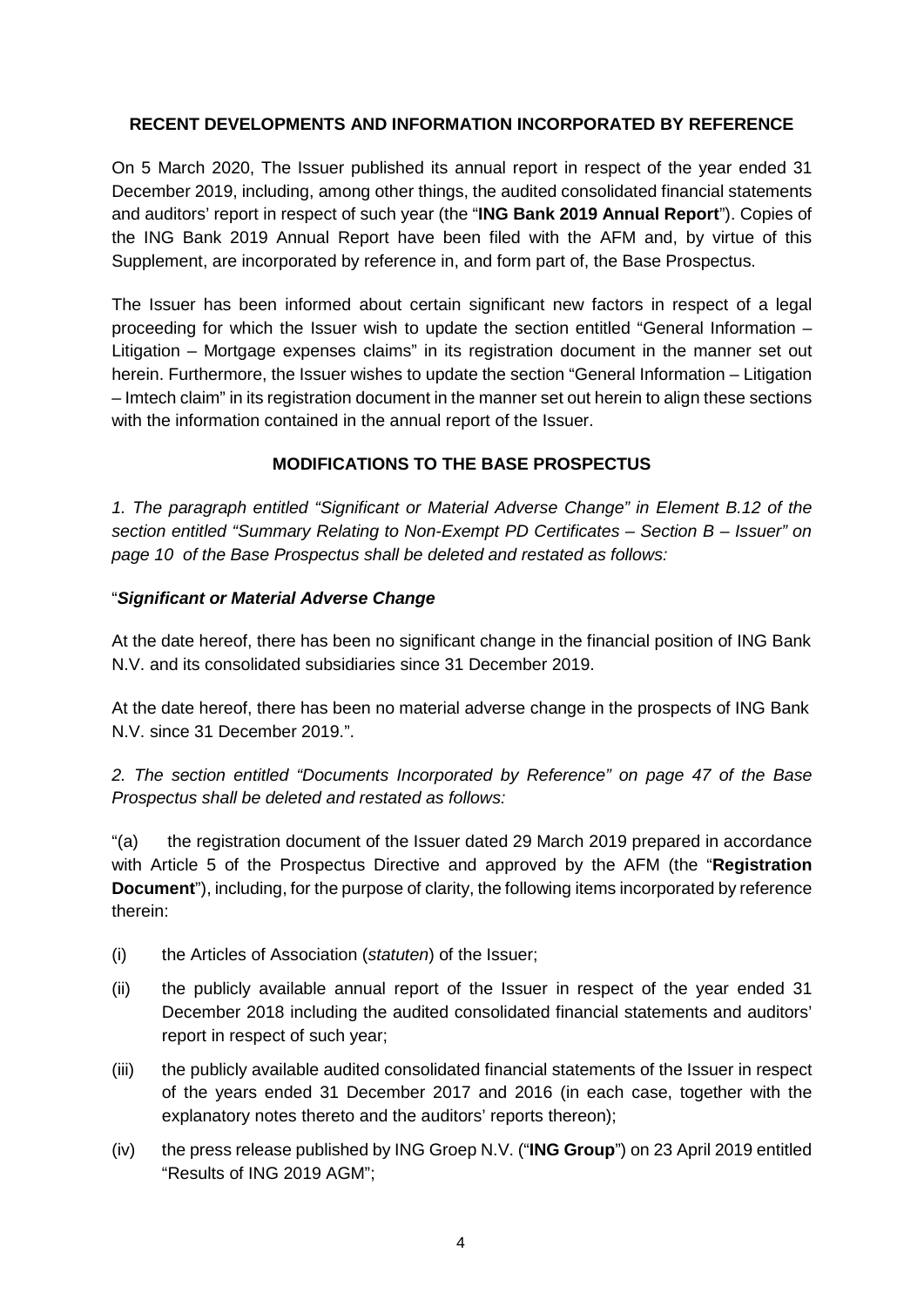## RECENT DEVELOPMENTS AND INFORMATION INCORPORATED BY REFERENCE

On 5 March 2020, The Issuer published its annual report in respect of the year ended 31 December 2019, including, among other things, the audited consolidated financial statements and auditors' report in respect of such year (the "**ING Bank 2019 Annual Report**"). Copies of the ING Bank 2019 Annual Report have been filed with the AFM and, by virtue of this Supplement, are incorporated by reference in, and form part of, the Base Prospectus.

The Issuer has been informed about certain significant new factors in respect of a legal proceeding for which the Issuer wish to update the section entitled "General Information – Litigation – Mortgage expenses claims" in its registration document in the manner set out herein. Furthermore, the Issuer wishes to update the section "General Information – Litigation – Imtech claim" in its registration document in the manner set out herein to align these sections with the information contained in the annual report of the Issuer.

## MODIFICATIONS TO THE BASE PROSPECTUS

*1. The paragraph entitled "Significant or Material Adverse Change" in Element B.12 of the section entitled "Summary Relating to Non-Exempt PD Certificates – Section B – Issuer" on page 10 of the Base Prospectus shall be deleted and restated as follows:*

"***Significant or Material Adverse Change***

At the date hereof, there has been no significant change in the financial position of ING Bank N.V. and its consolidated subsidiaries since 31 December 2019.

At the date hereof, there has been no material adverse change in the prospects of ING Bank N.V. since 31 December 2019.".

*2. The section entitled "Documents Incorporated by Reference" on page 47 of the Base Prospectus shall be deleted and restated as follows:*

"(a) the registration document of the Issuer dated 29 March 2019 prepared in accordance with Article 5 of the Prospectus Directive and approved by the AFM (the "**Registration Document**"), including, for the purpose of clarity, the following items incorporated by reference therein:

(i) the Articles of Association (*statuten*) of the Issuer;

(ii) the publicly available annual report of the Issuer in respect of the year ended 31 December 2018 including the audited consolidated financial statements and auditors' report in respect of such year;

(iii) the publicly available audited consolidated financial statements of the Issuer in respect of the years ended 31 December 2017 and 2016 (in each case, together with the explanatory notes thereto and the auditors' reports thereon);

(iv) the press release published by ING Groep N.V. ("**ING Group**") on 23 April 2019 entitled "Results of ING 2019 AGM";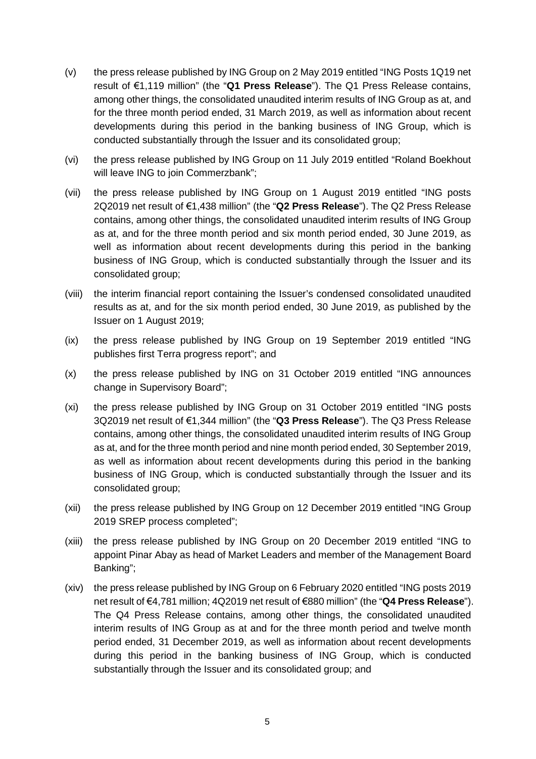(v) the press release published by ING Group on 2 May 2019 entitled "ING Posts 1Q19 net result of €1,119 million" (the "**Q1 Press Release**"). The Q1 Press Release contains, among other things, the consolidated unaudited interim results of ING Group as at, and for the three month period ended, 31 March 2019, as well as information about recent developments during this period in the banking business of ING Group, which is conducted substantially through the Issuer and its consolidated group;

(vi) the press release published by ING Group on 11 July 2019 entitled "Roland Boekhout will leave ING to join Commerzbank";

(vii) the press release published by ING Group on 1 August 2019 entitled "ING posts 2Q2019 net result of €1,438 million" (the "**Q2 Press Release**"). The Q2 Press Release contains, among other things, the consolidated unaudited interim results of ING Group as at, and for the three month period and six month period ended, 30 June 2019, as well as information about recent developments during this period in the banking business of ING Group, which is conducted substantially through the Issuer and its consolidated group;

(viii) the interim financial report containing the Issuer's condensed consolidated unaudited results as at, and for the six month period ended, 30 June 2019, as published by the Issuer on 1 August 2019;

(ix) the press release published by ING Group on 19 September 2019 entitled "ING publishes first Terra progress report"; and

(x) the press release published by ING on 31 October 2019 entitled "ING announces change in Supervisory Board";

(xi) the press release published by ING Group on 31 October 2019 entitled "ING posts 3Q2019 net result of €1,344 million" (the "**Q3 Press Release**"). The Q3 Press Release contains, among other things, the consolidated unaudited interim results of ING Group as at, and for the three month period and nine month period ended, 30 September 2019, as well as information about recent developments during this period in the banking business of ING Group, which is conducted substantially through the Issuer and its consolidated group;

(xii) the press release published by ING Group on 12 December 2019 entitled "ING Group 2019 SREP process completed";

(xiii) the press release published by ING Group on 20 December 2019 entitled "ING to appoint Pinar Abay as head of Market Leaders and member of the Management Board Banking";

(xiv) the press release published by ING Group on 6 February 2020 entitled "ING posts 2019 net result of €4,781 million; 4Q2019 net result of €880 million" (the "**Q4 Press Release**"). The Q4 Press Release contains, among other things, the consolidated unaudited interim results of ING Group as at and for the three month period and twelve month period ended, 31 December 2019, as well as information about recent developments during this period in the banking business of ING Group, which is conducted substantially through the Issuer and its consolidated group; and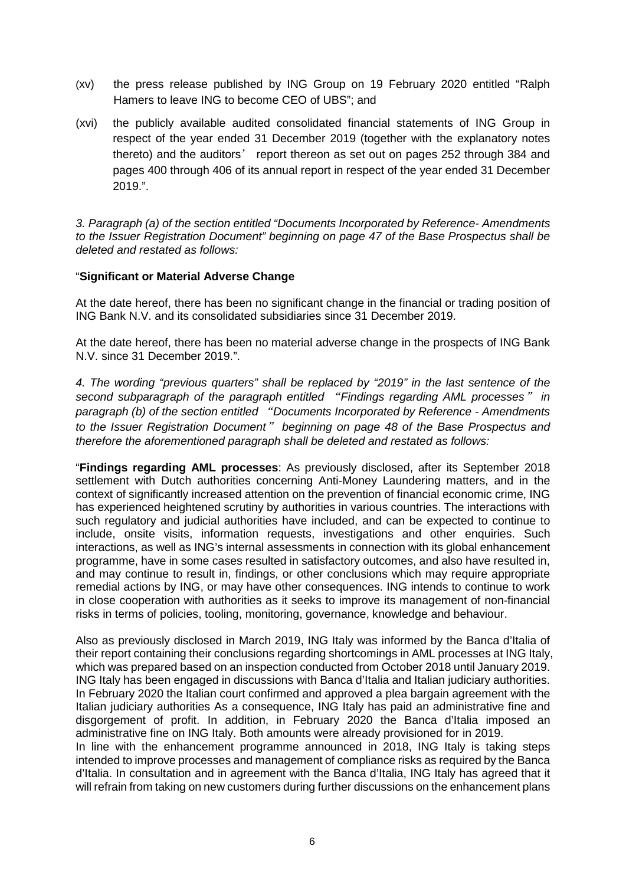(xv) the press release published by ING Group on 19 February 2020 entitled "Ralph Hamers to leave ING to become CEO of UBS"; and

(xvi) the publicly available audited consolidated financial statements of ING Group in respect of the year ended 31 December 2019 (together with the explanatory notes thereto) and the auditors' report thereon as set out on pages 252 through 384 and pages 400 through 406 of its annual report in respect of the year ended 31 December 2019.".

*3. Paragraph (a) of the section entitled "Documents Incorporated by Reference- Amendments to the Issuer Registration Document" beginning on page 47 of the Base Prospectus shall be deleted and restated as follows:*

"**Significant or Material Adverse Change**

At the date hereof, there has been no significant change in the financial or trading position of ING Bank N.V. and its consolidated subsidiaries since 31 December 2019.

At the date hereof, there has been no material adverse change in the prospects of ING Bank N.V. since 31 December 2019.".

*4. The wording "previous quarters" shall be replaced by "2019" in the last sentence of the second subparagraph of the paragraph entitled "Findings regarding AML processes" in paragraph (b) of the section entitled "Documents Incorporated by Reference - Amendments to the Issuer Registration Document" beginning on page 48 of the Base Prospectus and therefore the aforementioned paragraph shall be deleted and restated as follows:*

"**Findings regarding AML processes**: As previously disclosed, after its September 2018 settlement with Dutch authorities concerning Anti-Money Laundering matters, and in the context of significantly increased attention on the prevention of financial economic crime, ING has experienced heightened scrutiny by authorities in various countries. The interactions with such regulatory and judicial authorities have included, and can be expected to continue to include, onsite visits, information requests, investigations and other enquiries. Such interactions, as well as ING's internal assessments in connection with its global enhancement programme, have in some cases resulted in satisfactory outcomes, and also have resulted in, and may continue to result in, findings, or other conclusions which may require appropriate remedial actions by ING, or may have other consequences. ING intends to continue to work in close cooperation with authorities as it seeks to improve its management of non-financial risks in terms of policies, tooling, monitoring, governance, knowledge and behaviour.

Also as previously disclosed in March 2019, ING Italy was informed by the Banca d'Italia of their report containing their conclusions regarding shortcomings in AML processes at ING Italy, which was prepared based on an inspection conducted from October 2018 until January 2019. ING Italy has been engaged in discussions with Banca d'Italia and Italian judiciary authorities. In February 2020 the Italian court confirmed and approved a plea bargain agreement with the Italian judiciary authorities As a consequence, ING Italy has paid an administrative fine and disgorgement of profit. In addition, in February 2020 the Banca d'Italia imposed an administrative fine on ING Italy. Both amounts were already provisioned for in 2019.

In line with the enhancement programme announced in 2018, ING Italy is taking steps intended to improve processes and management of compliance risks as required by the Banca d'Italia. In consultation and in agreement with the Banca d'Italia, ING Italy has agreed that it will refrain from taking on new customers during further discussions on the enhancement plans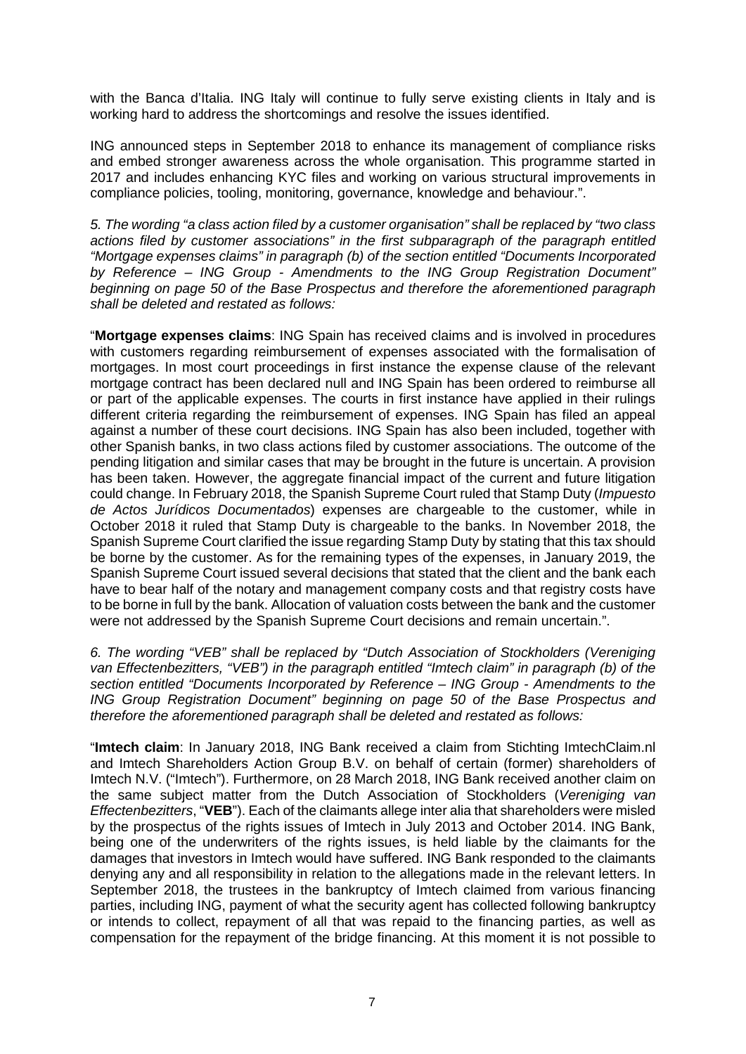with the Banca d'Italia. ING Italy will continue to fully serve existing clients in Italy and is working hard to address the shortcomings and resolve the issues identified.

ING announced steps in September 2018 to enhance its management of compliance risks and embed stronger awareness across the whole organisation. This programme started in 2017 and includes enhancing KYC files and working on various structural improvements in compliance policies, tooling, monitoring, governance, knowledge and behaviour.".

*5. The wording "a class action filed by a customer organisation" shall be replaced by "two class actions filed by customer associations" in the first subparagraph of the paragraph entitled "Mortgage expenses claims" in paragraph (b) of the section entitled "Documents Incorporated by Reference – ING Group - Amendments to the ING Group Registration Document" beginning on page 50 of the Base Prospectus and therefore the aforementioned paragraph shall be deleted and restated as follows:*

"**Mortgage expenses claims**: ING Spain has received claims and is involved in procedures with customers regarding reimbursement of expenses associated with the formalisation of mortgages. In most court proceedings in first instance the expense clause of the relevant mortgage contract has been declared null and ING Spain has been ordered to reimburse all or part of the applicable expenses. The courts in first instance have applied in their rulings different criteria regarding the reimbursement of expenses. ING Spain has filed an appeal against a number of these court decisions. ING Spain has also been included, together with other Spanish banks, in two class actions filed by customer associations. The outcome of the pending litigation and similar cases that may be brought in the future is uncertain. A provision has been taken. However, the aggregate financial impact of the current and future litigation could change. In February 2018, the Spanish Supreme Court ruled that Stamp Duty (*Impuesto de Actos Jurídicos Documentados*) expenses are chargeable to the customer, while in October 2018 it ruled that Stamp Duty is chargeable to the banks. In November 2018, the Spanish Supreme Court clarified the issue regarding Stamp Duty by stating that this tax should be borne by the customer. As for the remaining types of the expenses, in January 2019, the Spanish Supreme Court issued several decisions that stated that the client and the bank each have to bear half of the notary and management company costs and that registry costs have to be borne in full by the bank. Allocation of valuation costs between the bank and the customer were not addressed by the Spanish Supreme Court decisions and remain uncertain.".

*6. The wording "VEB" shall be replaced by "Dutch Association of Stockholders (Vereniging van Effectenbezitters, "VEB") in the paragraph entitled "Imtech claim" in paragraph (b) of the section entitled "Documents Incorporated by Reference – ING Group - Amendments to the ING Group Registration Document" beginning on page 50 of the Base Prospectus and therefore the aforementioned paragraph shall be deleted and restated as follows:*

"**Imtech claim**: In January 2018, ING Bank received a claim from Stichting ImtechClaim.nl and Imtech Shareholders Action Group B.V. on behalf of certain (former) shareholders of Imtech N.V. ("Imtech"). Furthermore, on 28 March 2018, ING Bank received another claim on the same subject matter from the Dutch Association of Stockholders (*Vereniging van Effectenbezitters*, "**VEB**"). Each of the claimants allege inter alia that shareholders were misled by the prospectus of the rights issues of Imtech in July 2013 and October 2014. ING Bank, being one of the underwriters of the rights issues, is held liable by the claimants for the damages that investors in Imtech would have suffered. ING Bank responded to the claimants denying any and all responsibility in relation to the allegations made in the relevant letters. In September 2018, the trustees in the bankruptcy of Imtech claimed from various financing parties, including ING, payment of what the security agent has collected following bankruptcy or intends to collect, repayment of all that was repaid to the financing parties, as well as compensation for the repayment of the bridge financing. At this moment it is not possible to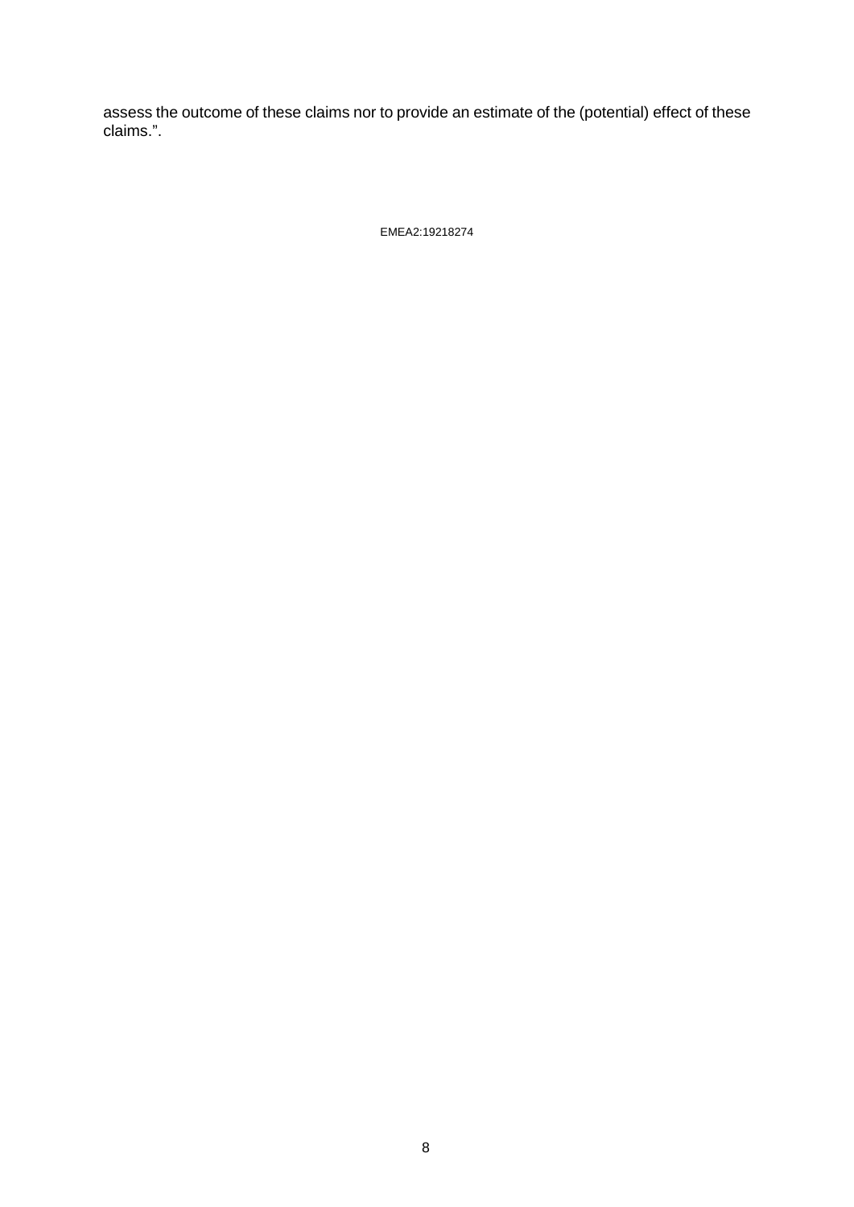assess the outcome of these claims nor to provide an estimate of the (potential) effect of these claims.".

EMEA2:19218274